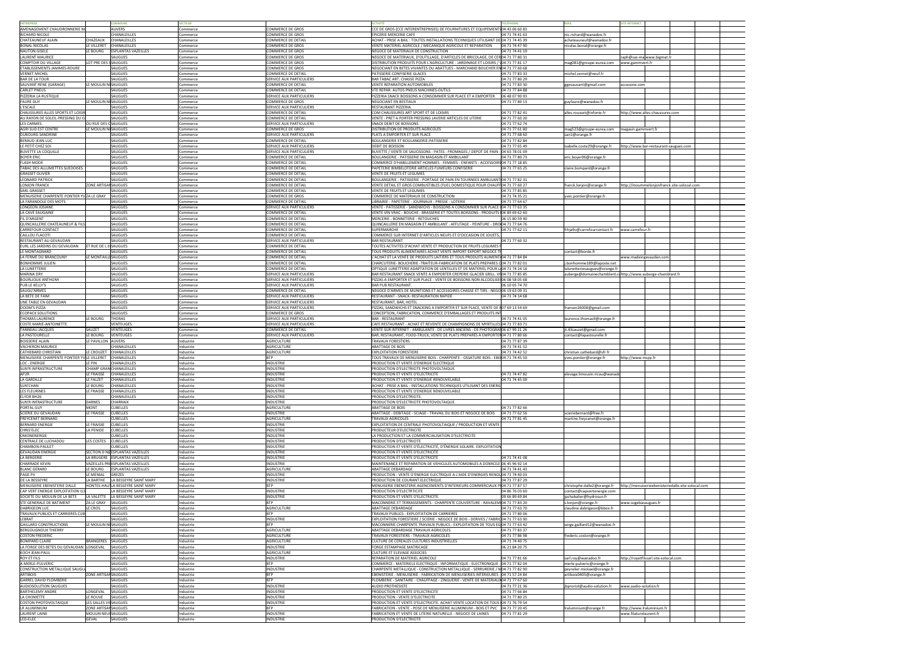| ENTREPRISE | | COMMUNE | SECTEUR | | ACTIVITÉ | TÉLÉPHONE | MAIL | SITE INTERNET |
|---|---|---|---|---|---|---|---|---|
| AMENAGEMENT CHAUDRONNERIE M | | AUVERS | Commerce | COMMERCE DE GROS | CCE DE GROS (CCE INTERENTREPRISES) DE FOURNITURES ET EQUIPEMENTS | 04 43 06 60 83 | | |
| RICHARD NICOLE | | CHANALEILLES | Commerce | COMMERCE DE GROS | EPICERIE MERCERIE CAFE | 04 71 74 41 63 | nic.richard@wanadoo.fr | |
| CHATEAUNEUF ALAIN | CHAZEAUX | CHANALEILLES | Commerce | COMMERCE DE GROS | ACHAT - PRISE A BAIL : TOUTES INSTALLATIONS TECHNIQUES UTILISANT DE | 04 71 74 45 39 | achateauneuf@wanadoo.fr | |
| BONAL NICOLAS | LE VILLERET | CHANALEILLES | Commerce | COMMERCE DE GROS | VENTE MATERIEL AGRICOLE / MECANIQUE AGRICOLE ET REPARATION | 04 71 74 47 90 | nicolas.bonal@orange.fr | |
| NAUTON GISELE | LE BOURG | ESPLANTAS VAZEILLES | Commerce | COMMERCE DE GROS | NEGOCE DE MATERIAUX DE CONSTRUCTION | 04 71 74 41 19 | | |
| LAURENT MAURICE | | SAUGUES | Commerce | COMMERCE DE GROS | NEGOCE DE MATERIAUX, D'OUTILLAGE, D'ARTICLES DE BRICOLAGE, DE CER | 04 71 77 80 31 | | raph@sas-ma www.bigmat.fr |
| COMPTOIR DU VILLAGE | LOT PRE DES S | SAUGUES | Commerce | COMMERCE DE GROS | DISTRIBUTION PRODUITS POUR L'AGRICULTURE - JARDINAGE ET LOISIRS / V | 04 71 77 81 17 | mag081@groupe-eurea.com | www.gammvert.fr |
| ETABLISSEMENTS JAMMES-ROUIRE | | SAUGUES | Commerce | COMMERCE DE GROS | NEGOCIANT EN BETES VIVANTES OU ABATTUES - MARCHAND BOUCHER EN | 04 71 77 60 68 | | |
| VERNET MICHEL | | SAUGUES | Commerce | COMMERCE DE DETAIL | PATISSERIE CONFISERIE GLACES | 04 71 77 83 33 | michel.vernet@neuf.fr | |
| BAR DE LA TOUR | | SAUGUES | Commerce | SERVICE AUX PARTICULIERS | BAR TABAC ART. CHASSE PIZZA | 04 71 77 80 29 | | |
| SAUVANT RENE (GARAGE) | LE MOULIN N | SAUGUES | Commerce | COMMERCE DE DETAIL | VENTE REPARATION AUTOMOBILES | 04 71 77 83 30 | ggesauvant@gmail.com | accesone.com |
| CARLET PNEUS | | SAUGUES | Commerce | COMMERCE DE DETAIL | VTE REPAR. AUTOS PNEUS MACHINES-OUTILS | 04 71 77 84 88 | | |
| PIZZERIA LA RUSTIQUE | | SAUGUES | Commerce | SERVICE AUX PARTICULIERS | PIZZERIA SNACK BOISSONS A CONSOMMER SUR PLACE ET A EMPORTER | 06 48 07 90 93 | | |
| FAURE GUY | LE MOULIN N | SAUGUES | Commerce | COMMERCE DE GROS | NEGOCIANT EN BESTIAUX | 04 71 77 80 13 | guyfaure@wanadoo.fr | |
| L'ESCALE | | SAUGUES | Commerce | SERVICE AUX PARTICULIERS | RESTAURANT PIZZERIA. | | | |
| CHAUSSURES ALLES SPORTS ET LOISIR | | SAUGUES | Commerce | COMMERCE DE DETAIL | COM CHAUSSURES ART SPORT ET DE LOISIRS | 04 71 77 82 41 | alles.rousset@infonie.fr | http://www.alles-chaussures.com |
| AU RAYON DE SOLEIL-PRESSING DU G | | SAUGUES | Commerce | COMMERCE DE DETAIL | VENTE : PRET A PORTER PRESSING LAVERIE ARTICLES DE LITERIE | 04 71 77 60 20 | | |
| LES CARMES | OU RUE DES C | SAUGUES | Commerce | SERVICE AUX PARTICULIERS | SNACK DEBIT DE BOISSONS | 04 71 77 62 74 | | |
| AGRI SUD EST CENTRE | LE MOULIN N | SAUGUES | Commerce | COMMERCE DE GROS | DISTRIBUTION DE PRODUITS AGRICOLES | 04 71 77 61 80 | mag523@groupe-eurea.com | magasin.gammvert.fr |
| DUBOURG SANDRINE | | SAUGUES | Commerce | SERVICE AUX PARTICULIERS | PLATS A EMPORTER ET SUR PLACE | 04 71 77 68 60 | san1@orange.fr | |
| BERAUD JEAN-LUC | | SAUGUES | Commerce | COMMERCE DE DETAIL | BOULANGERIE ET BOULANGERIE-PATISSERIE | 04 71 77 82 84 | | |
| LE PETIT CHEZ SOI | | SAUGUES | Commerce | SERVICE AUX PARTICULIERS | DEBIT DE BOISSON | 04 71 77 65 49 | isabelle.coste29@orange.fr | http://www.bar-restaurant-saugues.com |
| BUVETTE LA COQUILLE | | SAUGUES | Commerce | SERVICE AUX PARTICULIERS | BUVETTE / VENTE DE SAUCISSONS - PATES - FROMAGES / DEPOT DE PAIN - | 04 63 78 01 09 | | |
| BOYER ERIC | | SAUGUES | Commerce | COMMERCE DE DETAIL | BOULANGERIE - PATISSERIE EN MAGASIN ET AMBULANT | 04 71 77 80 73 | eric.boyer06@orange.fr | |
| FLASH MODE | | SAUGUES | Commerce | COMMERCE DE DETAIL | COMMERCE D'HABILLEMENT HOMMES - FEMMES - ENFANTS - ACCESSOIRES | 04 71 77 18 85 | | |
| TABAC DES ALLUMETTES SUEDOISES | | SAUGUES | Commerce | COMMERCE DE DETAIL | PAPETERIE BIMBELOTERIE ARTICLES FUMEURS CONFISERIE | 04 71 77 65 25 | claire.bompard@orange.fr | |
| GRASSET OLIVIER | | SAUGUES | Commerce | COMMERCE DE DETAIL | VENTE DE FRUITS ET LEGUMES | | | |
| LEONARD PATRICK | | SAUGUES | Commerce | COMMERCE DE DETAIL | BOULANGERIE - PATISSERIE - PORTAGE DE PAIN EN TOURNEES AMBULANT | 04 71 77 82 31 | | |
| LONJON FRANCK | ZONE ARTISAN | SAUGUES | Commerce | COMMERCE DE DETAIL | VENTE DETAIL ET GROS COMBUSTIBLES (FUEL DOMESTIQUE POUR CHAUFF | 04 71 77 60 27 | franck.lonjon@orange.fr | http://moummelonjonfranck.site-solocal.com |
| SARL GRASSET | | SAUGUES | Commerce | COMMERCE DE DETAIL | VENTE DE FRUITS ET LEGUMES | 04 71 77 85 85 | | |
| MENUISERIE CHARPENTE PONTIER YV | ZA LE GRAY | SAUGUES | Commerce | COMMERCE DE GROS | COMMERCE DE MATERIAUX DE CONSTRUCTION | 04 71 74 35 21 | yves.pontier@orange.fr | |
| LA FARANDOLE DES MOTS | | SAUGUES | Commerce | COMMERCE DE DETAIL | LIBRAIRIE - PAPETERIE - JOURNAUX - PRESSE - LOTERIE | 04 71 77 64 67 | | |
| LONGEON JOSIANE | | SAUGUES | Commerce | SERVICE AUX PARTICULIERS | VENTE - PATISSERIE - SANDWICHS - BOISSONS A CONSOMMER SUR PLACE | 04 71 77 63 35 | | |
| LA CAVE SAUGAINE | | SAUGUES | Commerce | COMMERCE DE DETAIL | VENTE VIN VRAC - BOUCHE - BRASSERIE ET TOUTES BOISSONS - PRODUITS | 06 89 69 62 60 | | |
| FIL D'ARGENT | | SAUGUES | Commerce | COMMERCE DE DETAIL | MERCERIE - BONNETERIE - RETOUCHES | 06 15 80 59 40 | | |
| QUINCAILLERIE CHATEAUNEUF & FILS | | SAUGUES | Commerce | COMMERCE DE DETAIL | QUINCAILLERIE EN MAGASIN ET AMBULANT : AFFUTAGE - PEINTURE - DRO | 04 71 77 64 76 | | |
| CARREFOUR CONTACT | | SAUGUES | Commerce | COMMERCE DE DETAIL | SUPERMARCHE | 04 71 77 62 11 | frhja9c@carrefourcontact.fr | www.carrefour.fr |
| CAILLOU FLACOTI | | SAUGUES | Commerce | COMMERCE DE DETAIL | COMMERCE SUR INTERNET D'ARTICLES NEUFS ET D'OCCASION DE JOUETS, | | | |
| RESTAURANT AU GEVAUDAN | | SAUGUES | Commerce | SERVICE AUX PARTICULIERS | BAR RESTAURANT | 04 71 77 60 32 | | |
| EURL LES JARDINS DU GEVAUDAN | ET RUE DE L E | SAUGUES | Commerce | COMMERCE DE DETAIL | TOUTES ACTIVITES D'ACHAT VENTE ET PRODUCTION DE FRUITS LEGUMES F | | | |
| LE MONTAGNARD | | SAUGUES | Commerce | COMMERCE DE DETAIL | TOUS PRODUITS ALIMENTAIRES ACHAT VENTE IMPORT EXPORT NEGOCE TR | | contact@borde.fr | |
| LA FERME DU BRANCOUNY | LE MONTAILLE | SAUGUES | Commerce | COMMERCE DE DETAIL | L'ACHAT ET LA VENTE DE PRODUITS LAITIERS ET TOUS PRODUITS ALIMENTA | 04 71 77 84 84 | | www.madeingevaudan.com |
| BONHOMME JULIEN | | SAUGUES | Commerce | COMMERCE DE DETAIL | CHARCUTERIE- BOUCHERIE -TRAITEUR-FABRICATION DE PLATS PREPARES C | 04 71 77 82 01 | j.bonhomme189@laposte.net | |
| LA LUNETTERIE | | SAUGUES | Commerce | COMMERCE DE DETAIL | OPTIQUE LUNETTERIE ADAPTATION DE LENTILLES ET DE MATERIEL POUR LA | 04 71 74 24 16 | lalunetteriesaugues@orange.fr | |
| MARINA DRY | | SAUGUES | Commerce | SERVICE AUX PARTICULIERS | BAR RESTAURANT SNACK VENTE A EMPORTER CREPERIE GLACIER GRILL. VE | 04 71 77 85 85 | auberge@domainechamblard.c | http://www.auberge-chamblard.fr |
| BOURLIOUX ANTHONY | | SAUGUES | Commerce | SERVICE AUX PARTICULIERS | PIZZAS A EMPORTER ET SUR PLACE - VENTE DE BOISSONS NON ALCOOLISE | 06 08 58 05 68 | | |
| PUB LE KELLY'S | | SAUGUES | Commerce | SERVICE AUX PARTICULIERS | BAR PUB RESTAURANT. | 06 10 05 74 70 | | |
| SAUGU'ARMES | | SAUGUES | Commerce | COMMERCE DE DETAIL | NEGOCE D'ARMES DE MUNITIONS ET ACCESSOIRES CHASSE ET TIRS - NEGO | 06 19 63 09 31 | | |
| LA BETE DE FAIM | | SAUGUES | Commerce | SERVICE AUX PARTICULIERS | RESTAURANT - SNACK- RESTAURATION RAPIDE | 04 71 74 14 68 | | |
| UNE TABLE EN GEVAUDAN | | SAUGUES | Commerce | SERVICE AUX PARTICULIERS | RESTAURANT, BAR, HOTEL | | | |
| DOOM'S PIZZA | | SAUGUES | Commerce | SERVICE AUX PARTICULIERS | PIZZAS, SANDWICHS ET SNACKING A EMPORTER ET SUR PLACE, VENTE DE B | 07 69 13 54 69 | fransen26000@gmail.com | |
| ECOPACK SOLUTIONS | | SAUGUES | Commerce | COMMERCE DE GROS | CONCEPTION, FABRICATION, COMMERCE D'EMBALLAGES ET PRODUITS INT | | | |
| THOMAS LAURENCE | LE BOURG | THORAS | Commerce | SERVICE AUX PARTICULIERS | BAR - RESTAURANT | 04 71 74 41 05 | laurence.thomas9@orange.fr | |
| COSTE MARIE-ANTOINETTE | | VENTEUGES | Commerce | SERVICE AUX PARTICULIERS | CAFE RESTAURANT - ACHAT ET REVENTE DE CHAMPIGNONS DE MYRTILLES | 04 71 77 83 71 | | |
| TANNEAU JACQUES | SAUZET | VENTEUGES | Commerce | COMMERCE DE DETAIL | VENTE SUR INTERNET - AMBULANTE : DE LIVRES ANCIENS - DE PHOTOGRAP | 06 67 99 21 26 | jt.43sauzet@gmail.com | |
| LA PASTOURELLE | LE BOURG | VENTEUGES | Commerce | SERVICE AUX PARTICULIERS | BAR, RESTAURANT, FOOD-TRUCK, VENTE DE PLATS PREPARES A EMPORTER | 04 71 77 80 66 | contact@lapastourelle.fr | |
| BOISSERIE ALAIN | LE PAVILLON | AUVERS | Industrie | AGRICULTURE | TRAVAUX FORESTIERS | 04 71 77 87 39 | | |
| VACHERON MAURICE | | CHANALEILLES | Industrie | AGRICULTURE | ABATTAGE DE BOIS | 04 71 74 41 52 | | |
| CATHEBARD CHRISTIAN | LE CROUZET | CHANALEILLES | Industrie | AGRICULTURE | EXPLOITATION FORESTIERE | 04 71 74 42 52 | christian.cathebard@sfr.fr | |
| MENUISERIE CHARPENTE PONTIER YV | LE VILLERET | CHANALEILLES | Industrie | BTP | TOUS TRAVAUX DE MENUISERIE BOIS - CHARPENTE - OSSATURE BOIS - EBE | 04 71 74 45 50 | yves.pontier@orange.fr | http://www.mcpy.fr |
| LOC - ENERGIE | LE PIN | CHANALEILLES | Industrie | INDUSTRIE | PRODUCTION ET VENTE D'ENERGIE ELECTRIQUE | | | |
| SUN'R INFRASTRUCTURE | CHAMP GRAN | CHANALEILLES | Industrie | INDUSTRIE | PRODUCTION D'ELECTRICITE PHOTOVOLTAIQUE. | | | |
| AP2R | LE FRAISSE | CHANALEILLES | Industrie | INDUSTRIE | PRODUCTION ET VENTE D'ELECTRICITE | 04 71 74 47 82 | elevage.limousin.ricou@wanad | |
| LA GARDILLE | LE FALZET | CHANALEILLES | Industrie | INDUSTRIE | PRODUCTION ET VENTE D'ENERGIE RENOUVELABLE | 04 71 74 45 09 | | |
| SUN'CHAN | LE BOURG | CHANALEILLES | Industrie | INDUSTRIE | ACHAT - PRISE A BAIL : INSTALLATIONS TECHNIQUES UTILISANT DES ENERG | | | |
| LES FLEURINES | LE FRAISSE | CHANALEILLES | Industrie | INDUSTRIE | PRODUCTION ET VENTE D'ENERGIE RENOUVELABLE | | | |
| ELYOR BH26 | | CHANALEILLES | Industrie | INDUSTRIE | PRODUCTION D'ELECTRICITE. | | | |
| SUN'R INFRASTRUCTURE | DARNES | CHARRAIX | Industrie | INDUSTRIE | PRODUCTION D'ELECTRICITE PHOTOVOLTAIQUE. | | | |
| PORTAL GUY | MONT | CUBELLES | Industrie | AGRICULTURE | ABATTAGE DE BOIS | 04 71 77 82 66 | | |
| SCIERIE DU GEVAUDAN | LE FRAISSE | CUBELLES | Industrie | INDUSTRIE | ABATTAGE - DEBITAGE - SCIAGE - TRAVAIL DU BOIS ET NEGOCE DE BOIS | 04 71 77 62 56 | scieriebernard@free.fr | |
| FREYCENET BERNARD | | CUBELLES | Industrie | AGRICULTURE | TRAVAUX AGRICOLES | 04 71 77 81 45 | martine.freycenet@orange.fr | |
| BERNARD ENERGIE | LE FRAISSE | CUBELLES | Industrie | INDUSTRIE | EXPLOITATION DE CENTRALE PHOTOVOLTAIQUE / PRODUCTION ET VENTE | | | |
| CHRIS'ELEC | LA PENIDE | CUBELLES | Industrie | INDUSTRIE | PRODUCTEUR D'ELECTRICITE | | | |
| OMONENERGIE | | CUBELLES | Industrie | INDUSTRIE | LA PRODUCTION ET LA COMMERCIALISATION D'ELECTRICITE | | | |
| CENTRALE DE LUCHADOU | LES COSTES | CUBELLES | Industrie | INDUSTRIE | PRODUCTION D'ELECTRICITE | | | |
| CHAMBON-PAULET | | CUBELLES | Industrie | INDUSTRIE | PRODUCTION ET VENTE D'ELECTRICITE, D'ENERGIE SOLAIRE. EXPLOITATION | | | |
| GEVAUDAN ENERGIE | SECTION D N | ESPLANTAS VAZEILLES | Industrie | INDUSTRIE | PRODUCTION ET VENTE D'ELECTRICITE | | | |
| LA BERGERIE | LA BRUGERE | ESPLANTAS VAZEILLES | Industrie | INDUSTRIE | PRODUCTION ET VENTE D'ELECTRICITE | 04 71 74 41 08 | | |
| CHARRADE KEVIN | VAZEILLES PR | ESPLANTAS VAZEILLES | Industrie | INDUSTRIE | MAINTENANCE ET REPARATION DE VEHICULES AUTOMOBILES A DOMICILE | 06 45 96 92 14 | | |
| BLANC GERARD | LE BOURG | ESPLANTAS VAZEILLES | Industrie | INDUSTRIE | ABATTAGE DEBARDAGE | 04 71 74 41 43 | | |
| PAGE PV | LE MENIAL | GREZES | Industrie | INDUSTRIE | PRODUCTION - VENTE D'ENERGIE ELECTRIQUE A L'AIDE D'ENERGIES RENOU | 04 71 74 40 03 | | |
| DE LA BESSEYRE | LA BARTHE | LA BESSEYRE SAINT MARY | Industrie | INDUSTRIE | PRODUCTION DE COURANT ELECTRIQUE | 04 71 77 87 29 | | |
| MENUISERIE EBENISTERIE DALLE | HONTES-HAU | LA BESSEYRE SAINT MARY | Industrie | BTP | MENUISERIE EBENISTERIE AGENCEMENTS D'INTERIEURS COMMERCIAUX P | 04 71 77 87 57 | christophe.dalle2@orange.fr | http://menuiserieebenisteriedalle.site-solocal.com |
| CAP VERT ENERGIE EXPLOITATION 13 | | LA BESSEYRE SAINT MARY | Industrie | INDUSTRIE | PRODUCTION D'ELECTRITICITE | 04 86 76 03 60 | contact@capvertenergie.com | |
| SOCIETE DU MOULIN DE LA BETE | LA VALETTE | LA BESSEYRE SAINT MARY | Industrie | INDUSTRIE | PRODUCTION ET VENTE D'ELECTRICITE. | 09 66 89 69 84 | jpchabalier@hydroun.fr | |
| STE GENERALE DE BATIMENT | ZA LE GRAY | SAUGUES | Industrie | BTP | MACONNERIE ET TERRASSEMENTS - CHARPENTE COUVERTURE - RAVALEM | 04 71 77 83 20 | s.lonjon@orange.fr | www.sogebasaugues.fr |
| DABRIGEON LUC | LE CROS | SAUGUES | Industrie | AGRICULTURE | ABATTAGE DEBARDAGE | 04 71 77 63 70 | claudine.dabrigeon@bbox.fr | |
| TRAVAUX PUBLICS ET CARRIERES CUB | | SAUGUES | Industrie | BTP | TRAVAUX PUBLICS - EXPLOITATION DE CARRIERES | 04 71 77 80 06 | | |
| LEBRAT | | SAUGUES | Industrie | INDUSTRIE | EXPLOITATION FORESTIERE / SCIERIE - NEGOCE DE BOIS - DERIVES / FABRIC | 04 71 77 63 90 | | |
| GAILLARD CONSTRUCTIONS | LE MOULIN N | SAUGUES | Industrie | BTP | MACONNERIE CHARPENTE TRAVAUX PUBLICS - EXPLOITATION DE TOUS EQ | 04 71 77 63 42 | serge.gaillard12@wanadoo.fr | |
| BERGOUGNOUX THIERRY | | SAUGUES | Industrie | AGRICULTURE | ABATTAGE DEBARDAGE TRAVAUX AGRICOLES | 04 71 77 83 37 | | |
| COSTON FREDERIC | | SAUGUES | Industrie | AGRICULTURE | TRAVAUX FORESTIERS - TRAVAUX AGRICOLES | 04 71 77 86 98 | frederic.coston@orange.fr | |
| BOMPARD CLAIRE | BRANGERES | SAUGUES | Industrie | AGRICULTURE | CULTURE DE CEREALES CULTURES INDUSTRIELLES | 04 71 74 40 75 | | |
| LA FORGE DES BETES DU GEVAUDAN | LONGEVAL | SAUGUES | Industrie | INDUSTRIE | FORGE ESTAMPAGE MATRICAGE | 06 21 84 20 75 | | |
| KOCH JEAN-PAUL | | SAUGUES | Industrie | AGRICULTURE | CULTURE ET ELEVAGE ASSOCIES | | | |
| ROY ET FILS | | SAUGUES | Industrie | INDUSTRIE | REPARATION DE MATERIEL AGRICOLE | 04 71 77 81 66 | sarl.roy@wanadoo.fr | http://royetfilssarl.site-solocal.com |
| A MERLE-PULVERIC | | SAUGUES | Industrie | BTP | COMMERCE : MATERIELS ELECTRIQUE - INFORMATIQUE - ELECTRONIQUE - | 04 71 77 82 04 | merle-pulveric@orange.fr | |
| CONSTRUCTION METALLIQUE SAUGU | | SAUGUES | Industrie | INDUSTRIE | CHARPENTE METALLIQUE - CONSTRUCTION METALLIQUE - SERRURERIE / M | 04 71 77 82 90 | peyrolier.mickael@orange.fr | |
| ARTIBOIS | ZONE ARTISAN | SAUGUES | Industrie | BTP | EBENISTERIE - MENUISERIE : FABRICATION DE MENUISERIES INTERIEURES | 04 71 57 24 84 | artibois0405@orange.fr | |
| GARREL DAVID PLOMBERIE | | SAUGUES | Industrie | BTP | PLOMBERIE - SANITAIRE - CHAUFFAGE - ZINGUERIE - VENTE DE MATERIAU | 04 71 77 67 60 | | |
| AUDIOSOLUTION SAUGUES | | SAUGUES | Industrie | INDUSTRIE | AUDIO PROTHESISTE | 04 71 77 21 36 | jbproriol@audio-solution.fr | www.audio-solution.fr |
| BARTHELEMY ANDRE | LONGEVAL | SAUGUES | Industrie | INDUSTRIE | PRODUCTION ET VENTE D'ELECTRICITE | 04 71 77 66 84 | | |
| LA CHOMETTE | LE ROUVE | SAUGUES | Industrie | INDUSTRIE | PRODUCTION - VENTE D'ELECTRICITE | 04 71 77 80 25 | | |
| COSTON PHOTOVOLTAIQUE | LES SALLES VI | SAUGUES | Industrie | INDUSTRIE | PRODUCTION ET VENTE D'ELECTRICITE. ACHAT VENTE LOCATION DE TOUS | 04 71 76 79 54 | | |
| LR ALUMINIUM | ZONE ARTISAN | SAUGUES | Industrie | BTP | FABRICATION - VENTE - POSE DE MENUISERIE ALUMINIUM - BOIS ET PVC | 04 71 77 20 45 | lraluminium@orange.fr | http://www.lraluminium.fr |
| LAURENT LAINE | MOULIN NEUF | SAUGUES | Industrie | INDUSTRIE | FABRICATION ET VENTE DE LITERIE NATURELLE - NEGOCE DE LAINES | 04 71 77 81 29 | | www.filaturelaurent.fr |
| LED-ELEC | GEVAL | SAUGUES | Industrie | INDUSTRIE | PRODUCTION D'ELECTRICITE | | | |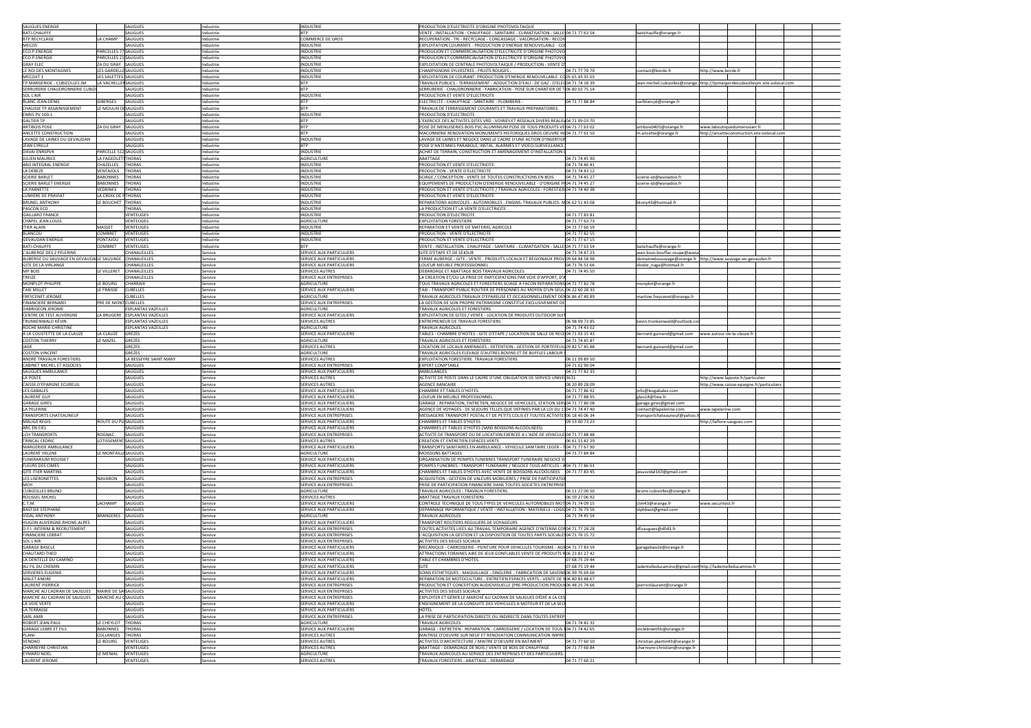| | | | | | | | | | | | |
|---|---|---|---|---|---|---|---|---|---|---|---|
| SAUGUES ENERGIE | | SAUGUES | Industrie | INDUSTRIE | PRODUCTION D'ELECTRICITE D'ORIGINE PHOTOVOLTAIQUE | | | | | | |
| BATI-CHAUFFE | | SAUGUES | Industrie | BTP | VENTE - INSTALLATION : CHAUFFAGE - SANITAIRE - CLIMATISATION - SALLE | 04 71 77 63 54 | batichauffe@orange.fr | | | | |
| BTP RECYCLAGE | LA CHAMP | SAUGUES | Industrie | COMMERCE DE GROS | RECUPERATION - TRI - RECYCLAGE - CONCASSAGE - VALORISATION - RECON | | | | | | |
| MECOS | | SAUGUES | Industrie | INDUSTRIE | EXPLOITATION COURANTE - PRODUCTION D'ENERGIE RENOUVELABLE - CO | | | | | | |
| ECO.P.ENERGIE | PARCELLES 77 | SAUGUES | Industrie | INDUSTRIE | PRODUCION ET COMMERCIALISATION D'ELECTRICITE D'ORIGINE PHOTOVO | | | | | | |
| ECO.P.ENERGIE | PARCELLES 21 | SAUGUES | Industrie | INDUSTRIE | PRODUCION ET COMMERCIALISATION D'ELECTRICITE D'ORIGINE PHOTOVO | | | | | | |
| GRAY ELEC | ZA DU GRAY | SAUGUES | Industrie | INDUSTRIE | EXPLOITATION DE CENTRALE PHOTOVOLTAIQUE / PRODUCTION - VENTE D' | | | | | | |
| LE ROI DES MONTAGNES | LES GARDELLE | SAUGUES | Industrie | INDUSTRIE | CHAMPIGNONS SYLVESTRES - FRUITS ROUGES | 04 71 77 70 70 | contact@borde.fr | http://www.borde.fr | | | |
| MECOJIT 1 | LES SALETTES | SAUGUES | Industrie | INDUSTRIE | EXPLOITATION DE COURANT. PRODUCTION D'ENERGIE RENOUVELABLE. CO | 05 65 43 35 03 | | | | | |
| TP MARGERIDE - CUBIZOLLES JM | LA VACHELLER | SAUGUES | Industrie | BTP | TRAVAUX PUBLICS - TERRASSEMENT - ADDUCTION D'EAU - DE GAZ - D'ELEC | 04 71 74 18 39 | jean-michel.cubizolles@orange.fr | http://tpmargeridecubizollesjm.site-solocal.com | | | |
| SERRURERIE CHAUDRONNERIE CUBIZ | | SAUGUES | Industrie | BTP | SERRURERIE - CHAUDRONNERIE - FABRICATION - POSE SUR CHANTIER DE T | 06 80 02 75 14 | | | | | |
| SOL L'AIR | | SAUGUES | Industrie | INDUSTRIE | PRODUCTION ET VENTE D'ELECTRICITE | | | | | | |
| BLANC JEAN-DENIS | GIBERGES | SAUGUES | Industrie | BTP | ELECTRICITE - CHAUFFAGE - SANITAIRE - PLOMBERIE - | 04 71 77 88 84 | sarlblancjd@orange.fr | | | | |
| CHAUSSE TP ASSAINISSEMENT | LE MOULIN DE | SAUGUES | Industrie | BTP | TRAVAUX DE TERRASSEMENT COURANTS ET TRAVAUX PREPARATOIRES | | | | | | |
| ENRIS PV 100-1 | | SAUGUES | Industrie | INDUSTRIE | PRODUCTION D'ELECTRICITE | | | | | | |
| GALTIER TP | | SAUGUES | Industrie | BTP | L'EXERCICE DES ACTIVITES DITES VRD : VOIRIES ET RESEAUX DIVERS REALIS | 04 71 09 03 70 | | | | | |
| ARTIBOIS POSE | ZA DU GRAY | SAUGUES | Industrie | BTP | POSE DE MENUISERIES BOIS PVC ALUMINIUM POSE DE TOUS PRODUITS VE | 04 71 77 63 02 | artibois0405@orange.fr | www.laboutiquedumenuisier.fr | | | |
| ANCETTE CONSTRUCTION | | SAUGUES | Industrie | BTP | MACONNERIE RENOVATION MONUMENTS HISTORIQUES GROS OEUVRE IN | 04 71 77 61 50 | m.ancette@orange.fr | http://ancetteconstruction.site-solocal.com | | | |
| LAVAGE DE LAINES DU GEVAUDAN | | SAUGUES | Industrie | INDUSTRIE | LAVAGE DE LAINES ET NEGOCE DANS LE CADRE D'UNE ACTION D'INSERTION | | | | | | |
| JEAN CYRILLE | | SAUGUES | Industrie | BTP | POSE D'ANTENNES PARABOLE, INSTAL. ALARMES ET VIDEO-SURVEILLANCE | | | | | | |
| DAVAI ENRSPV4 | PARCELLE 512 | SAUGUES | Industrie | INDUSTRIE | ACHAT DE TERRAIN, CONSTRUCTION ET AMENAGEMENT D'INSTALLATION | | | | | | |
| JULIEN MAURICE | LA FAGEOLET | THORAS | Industrie | AGRICULTURE | ABATTAGE | 04 71 74 45 90 | | | | | |
| ABG INTEGRAL ENERGIE | CHAZELLES | THORAS | Industrie | INDUSTRIE | PRODUCTION ET VENTE D'ELECTRICITE | 04 71 74 46 41 | | | | | |
| LA DEBEZE | VENTAJOLS | THORAS | Industrie | INDUSTRIE | PRODUCTION - VENTE D'ELECTRICITE | 04 71 74 43 12 | | | | | |
| SCIERIE BARLET | BABONNES | THORAS | Industrie | INDUSTRIE | SCIAGE / CONCEPTION - VENTE DE TOUTES CONSTRUCTIONS EN BOIS | 04 71 74 45 27 | scierie-sb@wanadoo.fr | | | | |
| SCIERIE BARLET ENERGIE | BABONNES | THORAS | Industrie | INDUSTRIE | EQUIPEMENTS DE PRODUCTION D'ENERGIE RENOUVELABLE - D'ORIGINE PH | 04 71 74 45 27 | scierie-sb@wanadoo.fr | | | | |
| LA PARNETTE | VEDRINES | THORAS | Industrie | INDUSTRIE | PRODUCTION ET VENTE D'ELECTRICITE / TRAVAUX AGRICOLES - FORESTIER | 04 71 74 40 38 | | | | | |
| LUMIERE DE PRAVIAT | LA CROIX DE P | THORAS | Industrie | INDUSTRIE | PRODUCTION ET VENTE D'ELECTRICITE | | | | | | |
| BRUNEL ANTHONY | LE BOUCHET | THORAS | Industrie | INDUSTRIE | REPARATIONS AGRICOLES - AUTOMOBILES - ENGINS- TRAVAUX PUBLICS - M | 06 62 51 43 68 | btony43@hotmail.fr | | | | |
| PASCON ECO | | THORAS | Industrie | INDUSTRIE | LA PRODUCTION ET LA VENTE D'ELECTRICITE | | | | | | |
| GAILLARD FRANCK | | VENTEUGES | Industrie | INDUSTRIE | PRODUCTION D'ELECTRICITE | 04 71 77 83 81 | | | | | |
| CHAPEL JEAN-LOUIS | | VENTEUGES | Industrie | AGRICULTURE | EXPLOITATION FORESTIERE | 04 71 77 63 73 | | | | | |
| ITIER ALAIN | MASSET | VENTEUGES | Industrie | INDUSTRIE | REPARATION ET VENTE DE MATERIEL AGRICOLE | 04 71 77 60 59 | | | | | |
| BLANCOU | COMBRET | VENTEUGES | Industrie | INDUSTRIE | PRODUCTION - VENTE D'ELECTRICITE | 04 71 77 82 55 | | | | | |
| GEVAUDAN ENERGIE | PONTAJOU | VENTEUGES | Industrie | INDUSTRIE | PRODUCTION ET VENTE D'ELECTRICITE | 04 71 77 67 15 | | | | | |
| BATI-CHAUFFE | COMBRET | VENTEUGES | Industrie | BTP | VENTE - INSTALLATION : CHAUFFAGE - SANITAIRE - CLIMATISATION - SALLE | 04 71 77 63 54 | batichauffe@orange.fr | | | | |
| L'AUBERGE DES 2 PELERINS | | CHANALEILLES | Service | SERVICE AUX PARTICULIERS | GITE D'ETAPE ET DE SEJOUR | 04 71 74 47 23 | jean-louis.bouffar-roupe@wana | | | | |
| AUBERGE DU SAUVAGE EN GEVAUDA | LE SAUVAGE | CHANALEILLES | Service | SERVICE AUX PARTICULIERS | FERME AUBERGE - GITE - VENTE : PRODUITS LOCAUX ET REGIONAUX PROV | 09 64 44 58 98 | domainedusauvage@orange.fr | http://www.sauvage-en-gevaudan.fr | | | |
| GITE DE LA VIRLANGE | | CHANALEILLES | Service | SERVICE AUX PARTICULIERS | LOUEUR MEUBLE PROFESSSIONNEL | 04 71 76 51 66 | elodie_naga@hotmail.fr | | | | |
| MP BOIS | LE VILLERET | CHANALEILLES | Service | SERVICES AUTRES | DEBARDAGE ET ABATTAGE BOIS TRAVAUX AGRICOLES | 04 71 74 45 50 | | | | | |
| TREIZE | | CHANALEILLES | Service | SERVICE AUX ENTREPRISES | LA CREATION ET/OU LA PRISE DE PARTICIPATIONS PAR VOIE D'APPORT, D'A | | | | | | |
| MONPLOT PHILIPPE | LE BOURG | CHARRAIX | Service | AGRICULTURE | TOUS TRAVAUX AGRICOLES ET FORESTIERS SCIAGE A FACON REPARATIONS | 04 71 77 82 78 | monplot@orange.fr | | | | |
| TAXI MILLET | LE FRAISSE | CUBELLES | Service | SERVICE AUX PARTICULIERS | TAXI - TRANSPORT PUBLIC ROUTIER DE PERSONNES AU MOYEN D'UN SEUL | 06 22 60 28 33 | | | | | |
| FREYCENET JEROME | | CUBELLES | Service | AGRICULTURE | TRAVAUX AGRICOLES TRAVAUX D'EPAREUSE ET OCCASIONNELLEMENT DEN | 06 86 47 40 89 | martine.freycenet@orange.fr | | | | |
| FINANCIERE BERNARD | PRE DE MONT | CUBELLES | Service | SERVICE AUX ENTREPRISES | LA GESTION DE SON PROPRE PATRIMOINE CONSTITUE EXCLUSIVEMENT DE | | | | | | |
| DABRIGEON JEROME | | ESPLANTAS VAZEILLES | Service | AGRICULTURE | TRAVAUX AGRICOLES ET FORESTIERS | | | | | | |
| CENTRE DE TEST AUVERGNE | LA BRUGERE | ESPLANTAS VAZEILLES | Service | SERVICE AUX PARTICULIERS | EXPLOITATION DE GITES / VENTE - LOCATION DE PRODUITS OUTDOOR SUI | | | | | | |
| TRUNKENWALD KEVIN | | ESPLANTAS VAZEILLES | Service | SERVICES AUTRES | ENTREPRENEUR DE TRAVAUX FORESTIERS | 06 98 09 73 85 | kevin.trunkenwald@outlook.co | | | | |
| ROCHE MARIE-CHRISTINE | | ESPLANTAS VAZEILLES | Service | AGRICULTURE | TRAVAUX AGRICOLES | 04 71 74 43 02 | | | | | |
| A LA COUSTETTE DE LA CLAUZE | LA CLAUZE | GREZES | Service | SERVICE AUX PARTICULIERS | TABLES - CHAMBRE D'HOTES - GITE D'ETAPE / LOCATION DE SALLE DE RECE | 04 71 03 35 43 | bernard.guinand@gmail.com | www.autour-de-la-clauze.fr | | | |
| COSTON THIERRY | LE MAZEL | GREZES | Service | AGRICULTURE | TRAVAUX AGRICOLES ET FORESTIERS | 04 71 74 45 87 | | | | | |
| JADE | | GREZES | Service | SERVICES AUTRES | LOCATION DE LOCAUX AMENAGES - DETENTION - GESTION DE PORTEFEUIL | 09 82 57 45 88 | bernard.guinand@gmail.com | | | | |
| COSTON VINCENT | | GREZES | Service | AGRICULTURE | TRAVAUX AGRICOLES ELEVAGE D'AUTRES BOVINS ET DE BUFFLES LABOUR | | | | | | |
| ANDRE TRAVAUX FORESTIERS | | LA BESSEYRE SAINT MARY | Service | SERVICES AUTRES | EXPLOITATION FORESTIERE. TRAVAUX FORESTIERS | 06 11 09 89 50 | | | | | |
| CABINET MICHEL ET ASSOCIES | | SAUGUES | Service | SERVICE AUX ENTREPRISES | EXPERT COMPTABLE | 04 71 02 90 04 | | | | | |
| SAUGUES AMBULANCE | | SAUGUES | Service | SERVICE AUX PARTICULIERS | AMBULANCES | 04 71 77 82 33 | | | | | |
| LA POSTE | | SAUGUES | Service | SERVICES AUTRES | ACTIVITE DE POSTE DANS LE CADRE D'UNE OBLIGATION DE SERVICE UNIVE | 3631 | | http://www.laposte.fr/particulier | | | |
| CAISSE D'EPARGNE ECUREUIL | | SAUGUES | Service | SERVICES AUTRES | AGENCE BANCAIRE | 08 20 89 28 09 | | http://www.caisse-epargne.fr/particuliers | | | |
| LES GABALES | | SAUGUES | Service | SERVICE AUX PARTICULIERS | CHAMBRE ET TABLES D'HOTES. | 04 71 77 86 92 | info@lesgabales.com | | | | |
| LAURENT GUY | | SAUGUES | Service | SERVICE AUX PARTICULIERS | LOUEUR EN MEUBLE PROFESSIONNEL | 04 71 77 88 95 | glau14@free.fr | | | | |
| GARAGE GIRES | | SAUGUES | Service | SERVICE AUX PARTICULIERS | GARAGE : REPARATION, ENTRETIEN, NEGOCE DE VEHICULES, STATION SERV | 04 71 77 80 08 | garage.gires@gmail.com | | | | |
| LA PELERINE | | SAUGUES | Service | SERVICE AUX PARTICULIERS | AGENCE DE VOYAGES - DE SEJOURS TELLES QUE DEFINIES PAR LA LOI DU 13 | 04 71 74 47 40 | contact@lapelerine.com | www.lapelerine.com | | | |
| TRANSPORTS CHATEAUNEUF | | SAUGUES | Service | SERVICE AUX ENTREPRISES | MESSAGERIE TRANSPORT POSTAL ET DE PETITS COLIS ET TOUTES ACTIVITE | 06 18 45 06 34 | transportchateauneuf@yahoo.f | | | | |
| MALIGE REGIS | ROUTE DU PU | SAUGUES | Service | SERVICE AUX PARTICULIERS | CHAMBRES ET TABLES D'HOTES | 09 53 00 73 23 | | http://laflore-saugues.com | | | |
| ARC EN CIEL | | SAUGUES | Service | SERVICE AUX PARTICULIERS | CHAMBRES ET TABLES D'HOTES (SANS BOISSONS ALCOOLISEES) | | | | | | |
| LCH TRANSPORTS | ROGNAC | SAUGUES | Service | SERVICE AUX ENTREPRISES | ACTIVITE DE TRANSPORT OU DE LOCATION EXERCEE A L'AIDE DE VEHICULE | 04 71 77 88 48 | | | | | |
| TRINCAL CEDRIC | LOTISSEMENT | SAUGUES | Service | SERVICES AUTRES | CREATION ET ENTRETIEN ESPACES VERTS | 06 61 15 42 29 | | | | | |
| MARGERIDE AMBULANCE | | SAUGUES | Service | SERVICE AUX PARTICULIERS | TRANSPORTS SANITAIRES EN AMBULANCE - VEHICULE SANITAIRE LEGER - T | 04 71 77 67 90 | | | | | |
| LAURENT HELENE | LE MONTAILLE | SAUGUES | Service | AGRICULTURE | MOISSONS BATTAGES | 04 71 77 84 84 | | | | | |
| FUNERARIUM ROUSSET | | SAUGUES | Service | SERVICE AUX PARTICULIERS | ORGANISATION DE POMPES FUNEBRES TRANSPORT FUNERAIRE NEGOCE D | | | | | | |
| FLEURS DES CIMES | | SAUGUES | Service | SERVICE AUX PARTICULIERS | POMPES FUNEBRES - TRANSPORT FUNERAIRE / NEGOCE TOUS ARTICLES - A | 04 71 77 86 01 | | | | | |
| GITE ITIER MARTINS | | SAUGUES | Service | SERVICE AUX PARTICULIERS | CHAMBRES ET TABLES D'HOTES AVEC VENTE DE BOISSONS ALCOOLISEES | 04 71 77 83 45 | jesusvidal163@gmail.com | | | | |
| LES LISERONETTES | NAVARON | SAUGUES | Service | SERVICE AUX ENTREPRISES | ACQUISITION - GESTION DE VALEURS MOBILIERES / PRISE DE PARTICIPATIO | | | | | | |
| MCH | | SAUGUES | Service | SERVICE AUX ENTREPRISES | PRISE DE PARTICIPATION FINANCIERE DANS TOUTES SOCIETES ENTREPRISE | | | | | | |
| CUBIZOLLES BRUNO | | SAUGUES | Service | AGRICULTURE | TRAVAUX AGRICOLES - TRAVAUX FORESTIERS | 06 11 27 00 50 | bruno.cubizolles@orange.fr | | | | |
| ROUSSEL MICHEL | | SAUGUES | Service | SERVICES AUTRES | ABATTAGE TRAVAUX FORESTIERS | 06 59 27 06 92 | | | | | |
| C.T.M. | LACHAMP | SAUGUES | Service | SERVICE AUX PARTICULIERS | CONTROLE TECHNIQUE DE TOUS TYPES DE VEHICULES AUTOMOBILES MOT | 04 71 74 09 15 | ctm43@orange.fr | www.securitest.fr | | | |
| BASTIDE STEPHANE | | SAUGUES | Service | SERVICE AUX PARTICULIERS | DEPANNAGE INFORMATIQUE / VENTE - INSTALLATION : MATERIELS - LOGIC | 04 71 76 79 56 | stpinbast@gmail.com | | | | |
| VIDAL ANTHONY | BRANGERES | SAUGUES | Service | AGRICULTURE | TRAVAUX AGRICOLES | 04 71 74 45 54 | | | | | |
| HUGON AUVERGNE-RHONE-ALPES | | SAUGUES | Service | SERVICE AUX PARTICULIERS | TRANSPORT ROUTIERS REGULIERS DE VOYAGEURS | | | | | | |
| D.F.I. INTERIM & RECRUTEMENT | | SAUGUES | Service | SERVICE AUX ENTREPRISES | TOUTES ACTIVITES LIEES AU TRAVAIL TEMPORAIRE AGENCE D'INTERIM CO | 04 71 77 28 28 | dfisaugues@dfi43.fr | | | | |
| FINANCIERE LEBRAT | | SAUGUES | Service | SERVICE AUX ENTREPRISES | L'ACQUISITION LA GESTION ET LA DISPOSITION DE TOUTES PARTS SOCIALES | 04 71 76 15 72 | | | | | |
| SOL L'AIR | | SAUGUES | Service | SERVICE AUX ENTREPRISES | ACTIVITES DES SIEGES SOCIAUX | | | | | | |
| GARAGE BASCLE | | SAUGUES | Service | SERVICE AUX PARTICULIERS | MECANIQUE - CARROSSERIE - PEINTURE POUR VEHICULES TOURISME - AGRI | 04 71 77 83 59 | garagebascle@orange.fr | | | | |
| CHAUTARD THEO | | SAUGUES | Service | SERVICE AUX PARTICULIERS | ATTRACTIONS FORAINES AIRE DE JEUX GONFLABLES VENTE DE PRODUITS R | 06 23 81 27 42 | | | | | |
| LA DENTELLE DU CAMINO | | SAUGUES | Service | SERVICE AUX PARTICULIERS | TABLE ET CHAMBRES D'HOTES. | 07 68 75 19 44 | | | | | |
| AU FIL DU CHEMIN | | SAUGUES | Service | SERVICE AUX PARTICULIERS | GITE | 07 68 75 19 44 | ladentelleducamino@gmail.com | http://ladentelleducamino.fr | | | |
| SERVIERES EUGENIE | | SAUGUES | Service | SERVICE AUX PARTICULIERS | SOINS ESTHETIQUES - MAQUILLAGE - ONGLERIE - FABRICATION DE SAVONS | 06 99 76 69 66 | | | | | |
| MALET ANDRE | | SAUGUES | Service | SERVICE AUX PARTICULIERS | REPARATION DE MOTOCULTURE - ENTRETIEN ESPACES VERTS - VENTE DE N | 06 80 83 48 67 | | | | | |
| LAURENT PIERRICK | | SAUGUES | Service | SERVICE AUX ENTREPRISES | PRODUCTION ET CONCEPTION AUDIOVISUELLE (PRE-PRODUCTION PRODU | 06 48 25 74 66 | pierricklaurent@orange.fr | | | | |
| MARCHE AU CADRAN DE SAUGUES | MAIRIE DE SA | SAUGUES | Service | SERVICE AUX ENTREPRISES | ACTIVITES DES SIEGES SOCIAUX | | | | | | |
| MARCHE AU CADRAN DE SAUGUES | MARCHE AU C | SAUGUES | Service | SERVICE AUX ENTREPRISES | EXPLOITER ET GERER LE MARCHE AU CADRAN DE SAUGUES DEDIE A LA CES | | | | | | |
| LA VOIE VERTE | | SAUGUES | Service | SERVICE AUX PARTICULIERS | ENSEIGNEMENT DE LA CONDUITE DES VEHICULES A MOTEUR ET DE LA SEC | | | | | | |
| LA TERRASSE | | SAUGUES | Service | SERVICE AUX PARTICULIERS | HOTEL | | | | | | |
| SARL AMB | | SAUGUES | Service | SERVICE AUX ENTREPRISES | LA PRISE DE PARTICIPATION DIRECTE OU INDIRECTE DANS TOUTES ENTREP | | | | | | |
| ROBERT JEAN-PAUL | LE CHEYLOT | THORAS | Service | AGRICULTURE | TRAVAUX AGRICOLES | 04 71 74 42 32 | | | | | |
| GARAGE LEBRE ET FILS | BABONNES | THORAS | Service | SERVICE AUX PARTICULIERS | GARAGE - ENTRETIEN - REPARATION - CARROSSERIE / LOCATION DE TOUS T | 04 71 74 42 65 | snclebreetfils@orange.fr | | | | |
| PLAN+ | COLLANGES | THORAS | Service | SERVICES AUTRES | MAITRISE D'OEUVRE SUR NEUF ET RENOVATION COMMUNICATION IMPRIE | | | | | | |
| VENDAO | LE BOURG | VENTEUGES | Service | SERVICES AUTRES | ACTIVITES D'ARCHITECTURE / MAITRE D'OEUVRE EN BATIMENT | 04 71 77 60 50 | christian.plantin43@orange.fr | | | | |
| CHARREYRE CHRISTIAN | | VENTEUGES | Service | SERVICES AUTRES | ABATTAGE - DEBARDAGE DE BOIS / VENTE DE BOIS DE CHAUFFAGE | 04 71 77 60 84 | charreyre-christian@orange.fr | | | | |
| EYMARD NOEL | LE MENIAL | VENTEUGES | Service | AGRICULTURE | TRAVAUX AGRICOLES AU SERVICE DES ENTREPRISES ET DES PARTICULIERS. | | | | | | |
| LAURENT JEROME | | VENTEUGES | Service | SERVICES AUTRES | TRAVAUX FORESTIERS - ABATTAGE - DEBARDAGE | 04 71 77 60 21 | | | | | |